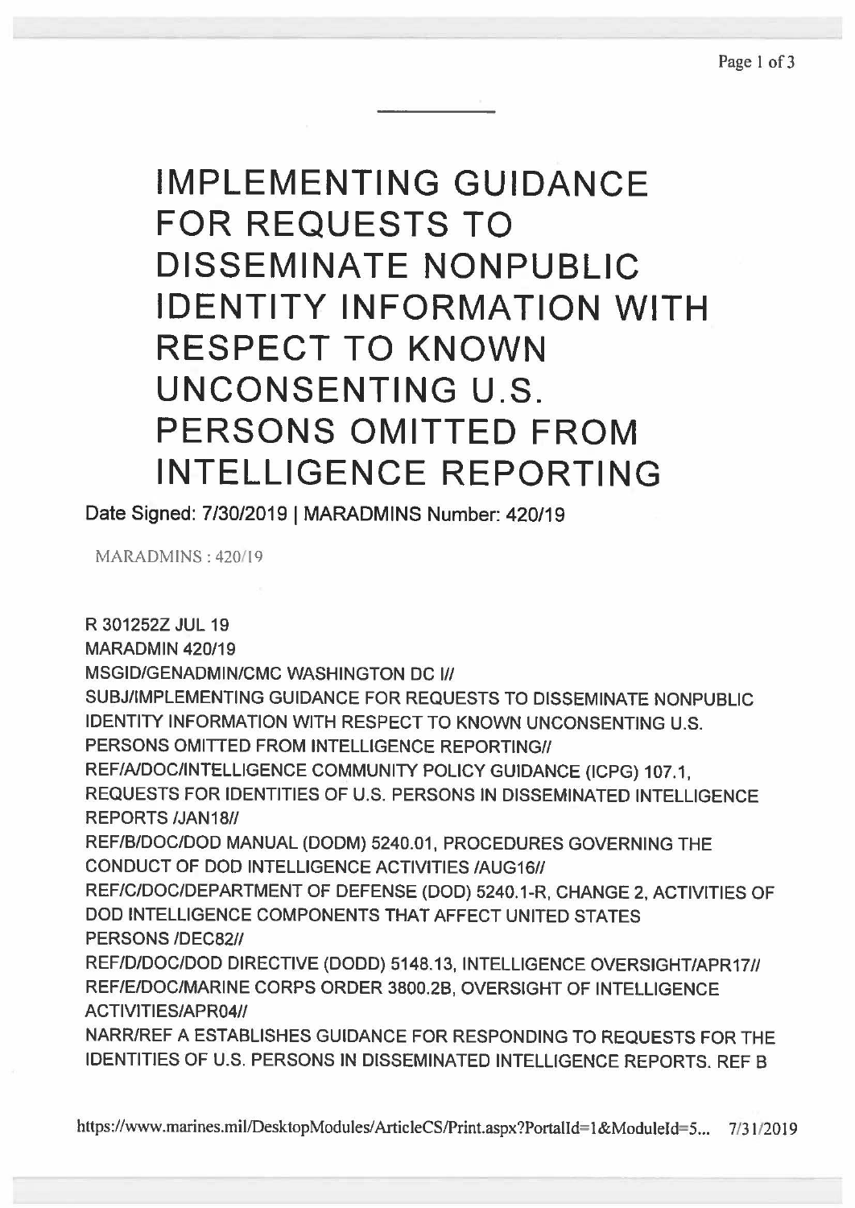# IMPLEMENTING GUIDANCE FOR REQUESTS TO DISSEMINATE NONPUBLIC IDENTITY INFORMATION WITH RESPECT TO KNOWN UNCONSENTING U.S. PERSONS OMITTED FROM INTELLIGENCE REPORTING

**Date Signed: 7/30/2019 | MARADMINS Number: 420/19**

MARADMINS : 420/19

R 301252Z JUL 19
MARADMIN 420/19
MSGID/GENADMIN/CMC WASHINGTON DC I//
SUBJ/IMPLEMENTING GUIDANCE FOR REQUESTS TO DISSEMINATE NONPUBLIC IDENTITY INFORMATION WITH RESPECT TO KNOWN UNCONSENTING U.S. PERSONS OMITTED FROM INTELLIGENCE REPORTING//
REF/A/DOC/INTELLIGENCE COMMUNITY POLICY GUIDANCE (ICPG) 107.1, REQUESTS FOR IDENTITIES OF U.S. PERSONS IN DISSEMINATED INTELLIGENCE REPORTS /JAN18//
REF/B/DOC/DOD MANUAL (DODM) 5240.01, PROCEDURES GOVERNING THE CONDUCT OF DOD INTELLIGENCE ACTIVITIES /AUG16//
REF/C/DOC/DEPARTMENT OF DEFENSE (DOD) 5240.1-R, CHANGE 2, ACTIVITIES OF DOD INTELLIGENCE COMPONENTS THAT AFFECT UNITED STATES PERSONS /DEC82//
REF/D/DOC/DOD DIRECTIVE (DODD) 5148.13, INTELLIGENCE OVERSIGHT/APR17//
REF/E/DOC/MARINE CORPS ORDER 3800.2B, OVERSIGHT OF INTELLIGENCE ACTIVITIES/APR04//
NARR/REF A ESTABLISHES GUIDANCE FOR RESPONDING TO REQUESTS FOR THE IDENTITIES OF U.S. PERSONS IN DISSEMINATED INTELLIGENCE REPORTS. REF B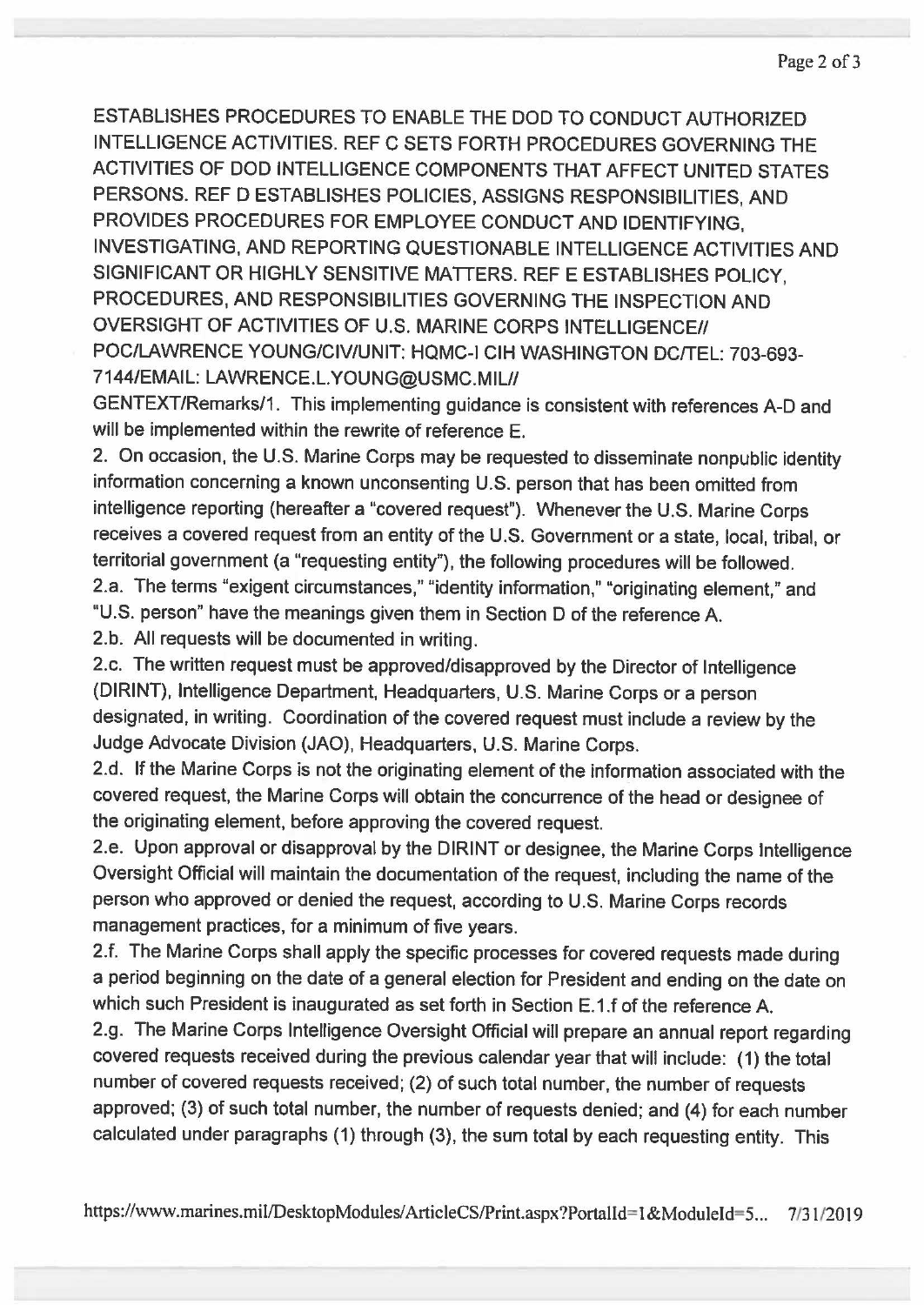ESTABLISHES PROCEDURES TO ENABLE THE DOD TO CONDUCT AUTHORIZED INTELLIGENCE ACTIVITIES. REF C SETS FORTH PROCEDURES GOVERNING THE ACTIVITIES OF DOD INTELLIGENCE COMPONENTS THAT AFFECT UNITED STATES PERSONS. REF D ESTABLISHES POLICIES, ASSIGNS RESPONSIBILITIES, AND PROVIDES PROCEDURES FOR EMPLOYEE CONDUCT AND IDENTIFYING, INVESTIGATING, AND REPORTING QUESTIONABLE INTELLIGENCE ACTIVITIES AND SIGNIFICANT OR HIGHLY SENSITIVE MATTERS. REF E ESTABLISHES POLICY, PROCEDURES, AND RESPONSIBILITIES GOVERNING THE INSPECTION AND OVERSIGHT OF ACTIVITIES OF U.S. MARINE CORPS INTELLIGENCE// POC/LAWRENCE YOUNG/CIV/UNIT: HQMC-I CIH WASHINGTON DC/TEL: 703-693-7144/EMAIL: LAWRENCE.L.YOUNG@USMC.MIL//

GENTEXT/Remarks/1. This implementing guidance is consistent with references A-D and will be implemented within the rewrite of reference E.

2. On occasion, the U.S. Marine Corps may be requested to disseminate nonpublic identity information concerning a known unconsenting U.S. person that has been omitted from intelligence reporting (hereafter a "covered request"). Whenever the U.S. Marine Corps receives a covered request from an entity of the U.S. Government or a state, local, tribal, or territorial government (a "requesting entity"), the following procedures will be followed.

2.a. The terms "exigent circumstances," "identity information," "originating element," and "U.S. person" have the meanings given them in Section D of the reference A.

2.b. All requests will be documented in writing.

2.c. The written request must be approved/disapproved by the Director of Intelligence (DIRINT), Intelligence Department, Headquarters, U.S. Marine Corps or a person designated, in writing. Coordination of the covered request must include a review by the Judge Advocate Division (JAO), Headquarters, U.S. Marine Corps.

2.d. If the Marine Corps is not the originating element of the information associated with the covered request, the Marine Corps will obtain the concurrence of the head or designee of the originating element, before approving the covered request.

2.e. Upon approval or disapproval by the DIRINT or designee, the Marine Corps Intelligence Oversight Official will maintain the documentation of the request, including the name of the person who approved or denied the request, according to U.S. Marine Corps records management practices, for a minimum of five years.

2.f. The Marine Corps shall apply the specific processes for covered requests made during a period beginning on the date of a general election for President and ending on the date on which such President is inaugurated as set forth in Section E.1.f of the reference A.

2.g. The Marine Corps Intelligence Oversight Official will prepare an annual report regarding covered requests received during the previous calendar year that will include: (1) the total number of covered requests received; (2) of such total number, the number of requests approved; (3) of such total number, the number of requests denied; and (4) for each number calculated under paragraphs (1) through (3), the sum total by each requesting entity. This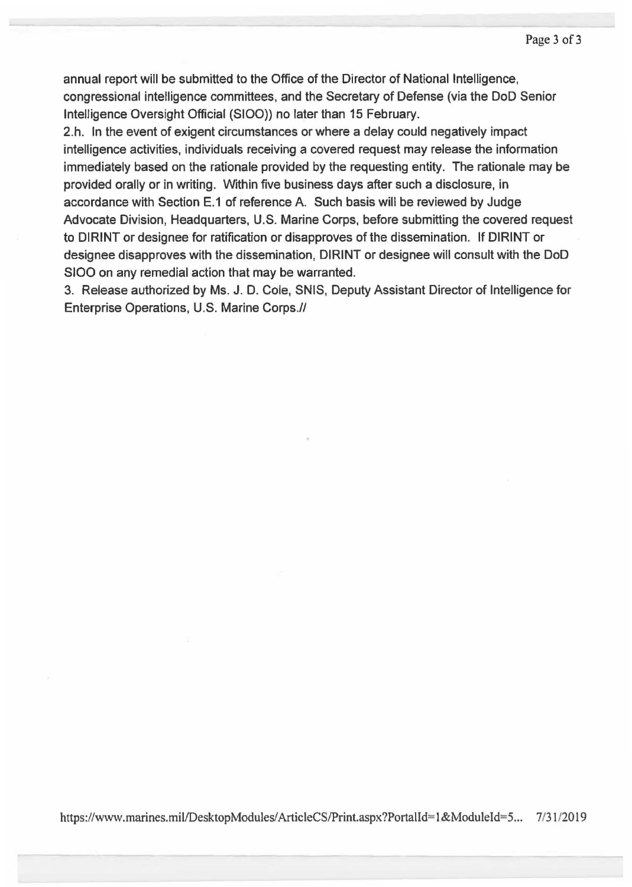annual report will be submitted to the Office of the Director of National Intelligence, congressional intelligence committees, and the Secretary of Defense (via the DoD Senior Intelligence Oversight Official (SIOO)) no later than 15 February.

2.h. In the event of exigent circumstances or where a delay could negatively impact intelligence activities, individuals receiving a covered request may release the information immediately based on the rationale provided by the requesting entity. The rationale may be provided orally or in writing. Within five business days after such a disclosure, in accordance with Section E.1 of reference A. Such basis will be reviewed by Judge Advocate Division, Headquarters, U.S. Marine Corps, before submitting the covered request to DIRINT or designee for ratification or disapproves of the dissemination. If DIRINT or designee disapproves with the dissemination, DIRINT or designee will consult with the DoD SIOO on any remedial action that may be warranted.

3. Release authorized by Ms. J. D. Cole, SNIS, Deputy Assistant Director of Intelligence for Enterprise Operations, U.S. Marine Corps.//